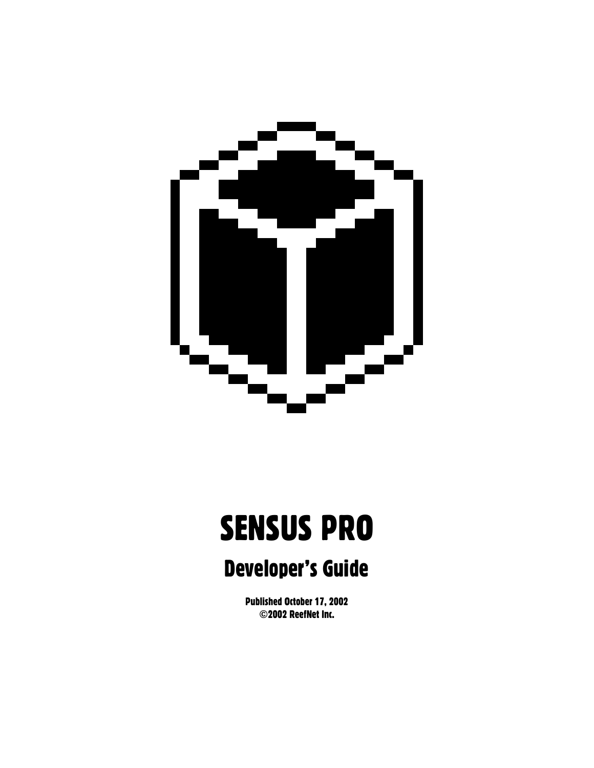# SENSUS PRO

## Developer's Guide

**Published October 17, 2002**
**©2002 ReefNet Inc.**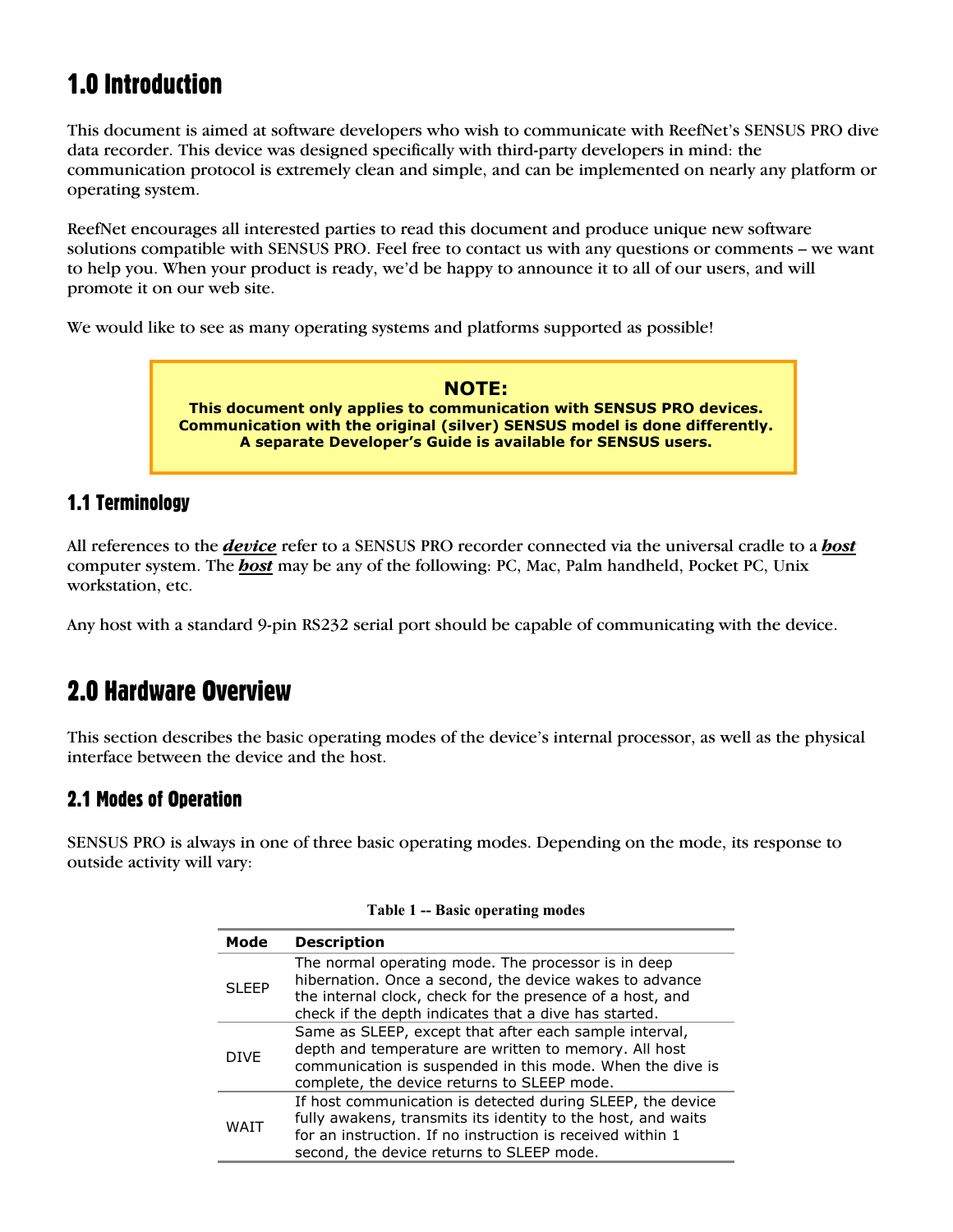# 1.0 Introduction

This document is aimed at software developers who wish to communicate with ReefNet's SENSUS PRO dive data recorder. This device was designed specifically with third-party developers in mind: the communication protocol is extremely clean and simple, and can be implemented on nearly any platform or operating system.

ReefNet encourages all interested parties to read this document and produce unique new software solutions compatible with SENSUS PRO. Feel free to contact us with any questions or comments – we want to help you. When your product is ready, we'd be happy to announce it to all of our users, and will promote it on our web site.

We would like to see as many operating systems and platforms supported as possible!

> **NOTE:**
> **This document only applies to communication with SENSUS PRO devices. Communication with the original (silver) SENSUS model is done differently. A separate Developer's Guide is available for SENSUS users.**

## 1.1 Terminology

All references to the ***device*** refer to a SENSUS PRO recorder connected via the universal cradle to a ***host*** computer system. The ***host*** may be any of the following: PC, Mac, Palm handheld, Pocket PC, Unix workstation, etc.

Any host with a standard 9-pin RS232 serial port should be capable of communicating with the device.

# 2.0 Hardware Overview

This section describes the basic operating modes of the device's internal processor, as well as the physical interface between the device and the host.

## 2.1 Modes of Operation

SENSUS PRO is always in one of three basic operating modes. Depending on the mode, its response to outside activity will vary:

**Table 1 -- Basic operating modes**

| Mode | Description |
|---|---|
| SLEEP | The normal operating mode. The processor is in deep hibernation. Once a second, the device wakes to advance the internal clock, check for the presence of a host, and check if the depth indicates that a dive has started. |
| DIVE | Same as SLEEP, except that after each sample interval, depth and temperature are written to memory. All host communication is suspended in this mode. When the dive is complete, the device returns to SLEEP mode. |
| WAIT | If host communication is detected during SLEEP, the device fully awakens, transmits its identity to the host, and waits for an instruction. If no instruction is received within 1 second, the device returns to SLEEP mode. |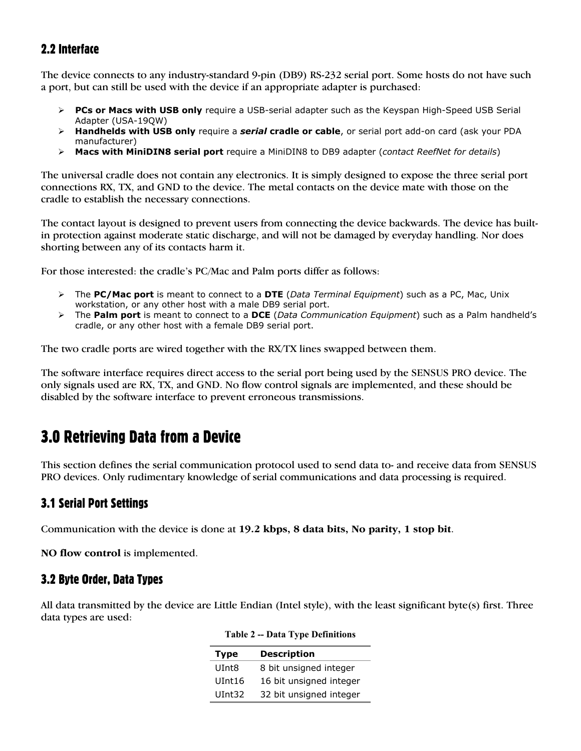## 2.2 Interface

The device connects to any industry-standard 9-pin (DB9) RS-232 serial port. Some hosts do not have such a port, but can still be used with the device if an appropriate adapter is purchased:

- **PCs or Macs with USB only** require a USB-serial adapter such as the Keyspan High-Speed USB Serial Adapter (USA-19QW)
- **Handhelds with USB only** require a ***serial* cradle or cable**, or serial port add-on card (ask your PDA manufacturer)
- **Macs with MiniDIN8 serial port** require a MiniDIN8 to DB9 adapter (*contact ReefNet for details*)

The universal cradle does not contain any electronics. It is simply designed to expose the three serial port connections RX, TX, and GND to the device. The metal contacts on the device mate with those on the cradle to establish the necessary connections.

The contact layout is designed to prevent users from connecting the device backwards. The device has built-in protection against moderate static discharge, and will not be damaged by everyday handling. Nor does shorting between any of its contacts harm it.

For those interested: the cradle's PC/Mac and Palm ports differ as follows:

- The **PC/Mac port** is meant to connect to a **DTE** (*Data Terminal Equipment*) such as a PC, Mac, Unix workstation, or any other host with a male DB9 serial port.
- The **Palm port** is meant to connect to a **DCE** (*Data Communication Equipment*) such as a Palm handheld's cradle, or any other host with a female DB9 serial port.

The two cradle ports are wired together with the RX/TX lines swapped between them.

The software interface requires direct access to the serial port being used by the SENSUS PRO device. The only signals used are RX, TX, and GND. No flow control signals are implemented, and these should be disabled by the software interface to prevent erroneous transmissions.

# 3.0 Retrieving Data from a Device

This section defines the serial communication protocol used to send data to- and receive data from SENSUS PRO devices. Only rudimentary knowledge of serial communications and data processing is required.

## 3.1 Serial Port Settings

Communication with the device is done at **19.2 kbps, 8 data bits, No parity, 1 stop bit**.

**NO flow control** is implemented.

## 3.2 Byte Order, Data Types

All data transmitted by the device are Little Endian (Intel style), with the least significant byte(s) first. Three data types are used:

**Table 2 -- Data Type Definitions**

| Type | Description |
|---|---|
| UInt8 | 8 bit unsigned integer |
| UInt16 | 16 bit unsigned integer |
| UInt32 | 32 bit unsigned integer |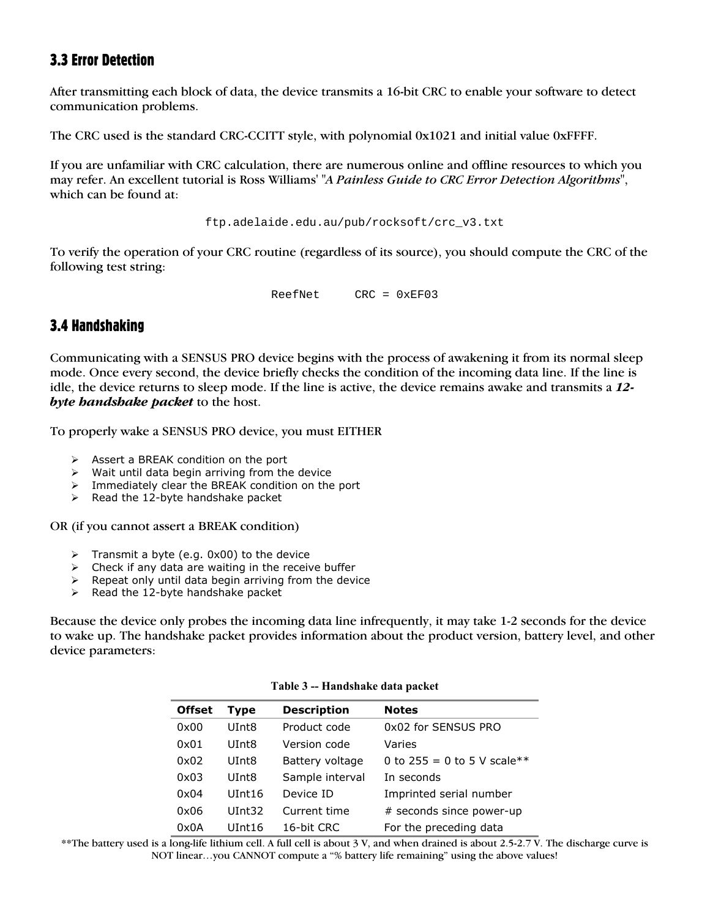## 3.3 Error Detection

After transmitting each block of data, the device transmits a 16-bit CRC to enable your software to detect communication problems.

The CRC used is the standard CRC-CCITT style, with polynomial 0x1021 and initial value 0xFFFF.

If you are unfamiliar with CRC calculation, there are numerous online and offline resources to which you may refer. An excellent tutorial is Ross Williams' "*A Painless Guide to CRC Error Detection Algorithms*", which can be found at:

```
ftp.adelaide.edu.au/pub/rocksoft/crc_v3.txt
```

To verify the operation of your CRC routine (regardless of its source), you should compute the CRC of the following test string:

```
ReefNet     CRC = 0xEF03
```

## 3.4 Handshaking

Communicating with a SENSUS PRO device begins with the process of awakening it from its normal sleep mode. Once every second, the device briefly checks the condition of the incoming data line. If the line is idle, the device returns to sleep mode. If the line is active, the device remains awake and transmits a ***12-byte handshake packet*** to the host.

To properly wake a SENSUS PRO device, you must EITHER

- Assert a BREAK condition on the port
- Wait until data begin arriving from the device
- Immediately clear the BREAK condition on the port
- Read the 12-byte handshake packet

OR (if you cannot assert a BREAK condition)

- Transmit a byte (e.g. 0x00) to the device
- Check if any data are waiting in the receive buffer
- Repeat only until data begin arriving from the device
- Read the 12-byte handshake packet

Because the device only probes the incoming data line infrequently, it may take 1-2 seconds for the device to wake up. The handshake packet provides information about the product version, battery level, and other device parameters:

**Table 3 -- Handshake data packet**

| Offset | Type | Description | Notes |
|---|---|---|---|
| 0x00 | UInt8 | Product code | 0x02 for SENSUS PRO |
| 0x01 | UInt8 | Version code | Varies |
| 0x02 | UInt8 | Battery voltage | 0 to 255 = 0 to 5 V scale** |
| 0x03 | UInt8 | Sample interval | In seconds |
| 0x04 | UInt16 | Device ID | Imprinted serial number |
| 0x06 | UInt32 | Current time | # seconds since power-up |
| 0x0A | UInt16 | 16-bit CRC | For the preceding data |

**The battery used is a long-life lithium cell. A full cell is about 3 V, and when drained is about 2.5-2.7 V. The discharge curve is NOT linear…you CANNOT compute a "% battery life remaining" using the above values!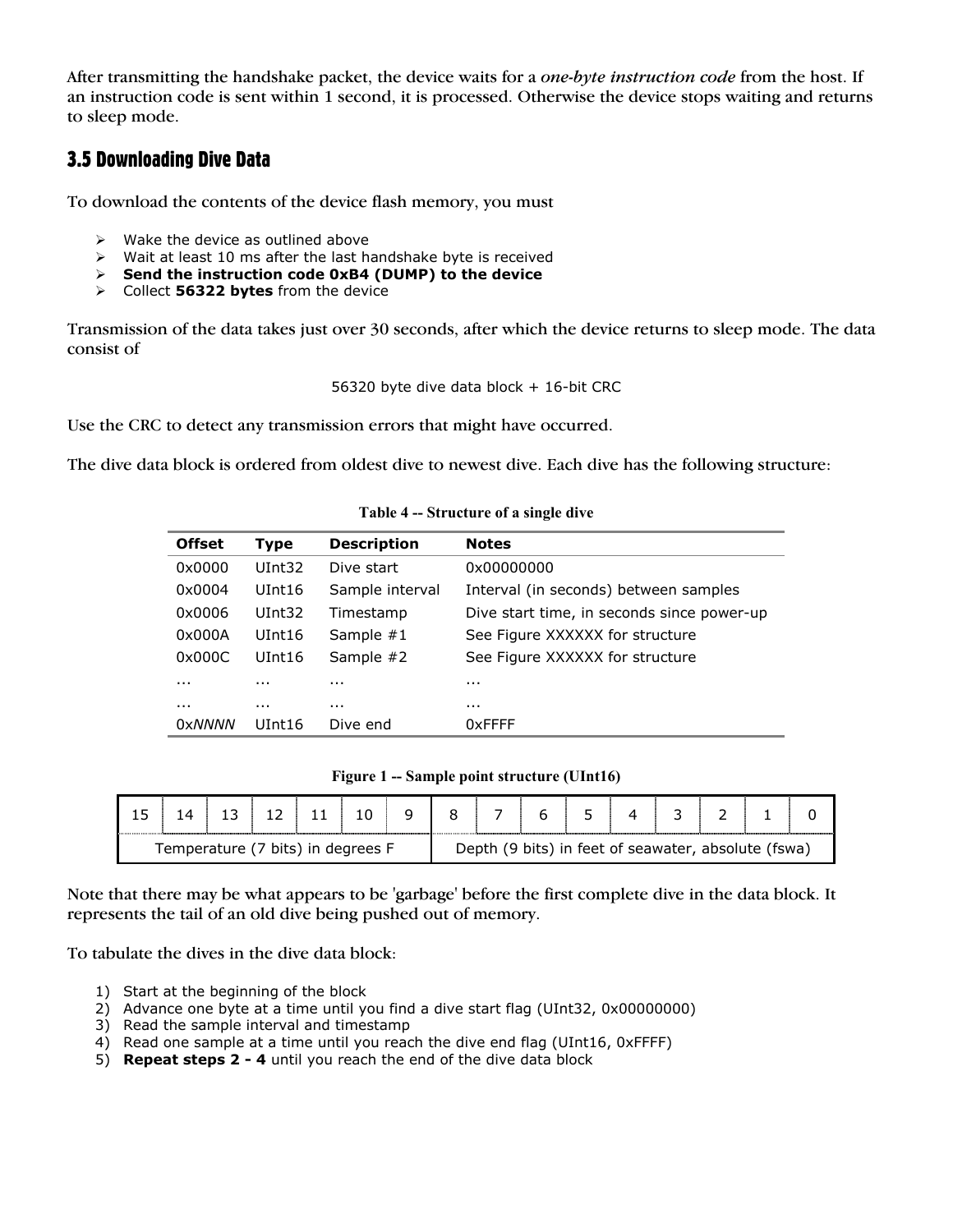After transmitting the handshake packet, the device waits for a *one-byte instruction code* from the host. If an instruction code is sent within 1 second, it is processed. Otherwise the device stops waiting and returns to sleep mode.

## 3.5 Downloading Dive Data

To download the contents of the device flash memory, you must

- Wake the device as outlined above
- Wait at least 10 ms after the last handshake byte is received
- **Send the instruction code 0xB4 (DUMP) to the device**
- Collect **56322 bytes** from the device

Transmission of the data takes just over 30 seconds, after which the device returns to sleep mode. The data consist of

56320 byte dive data block + 16-bit CRC

Use the CRC to detect any transmission errors that might have occurred.

The dive data block is ordered from oldest dive to newest dive. Each dive has the following structure:

**Table 4 -- Structure of a single dive**

| Offset | Type | Description | Notes |
|---|---|---|---|
| 0x0000 | UInt32 | Dive start | 0x00000000 |
| 0x0004 | UInt16 | Sample interval | Interval (in seconds) between samples |
| 0x0006 | UInt32 | Timestamp | Dive start time, in seconds since power-up |
| 0x000A | UInt16 | Sample #1 | See Figure XXXXXX for structure |
| 0x000C | UInt16 | Sample #2 | See Figure XXXXXX for structure |
| ... | ... | ... | ... |
| ... | ... | ... | ... |
| 0x*NNNN* | UInt16 | Dive end | 0xFFFF |

**Figure 1 -- Sample point structure (UInt16)**

| 15 | 14 | 13 | 12 | 11 | 10 | 9 | 8 | 7 | 6 | 5 | 4 | 3 | 2 | 1 | 0 |
|---|---|---|---|---|---|---|---|---|---|---|---|---|---|---|---|
| Temperature (7 bits) in degrees F | | | | | | | Depth (9 bits) in feet of seawater, absolute (fswa) | | | | | | | | |

Note that there may be what appears to be 'garbage' before the first complete dive in the data block. It represents the tail of an old dive being pushed out of memory.

To tabulate the dives in the dive data block:

1) Start at the beginning of the block
2) Advance one byte at a time until you find a dive start flag (UInt32, 0x00000000)
3) Read the sample interval and timestamp
4) Read one sample at a time until you reach the dive end flag (UInt16, 0xFFFF)
5) **Repeat steps 2 - 4** until you reach the end of the dive data block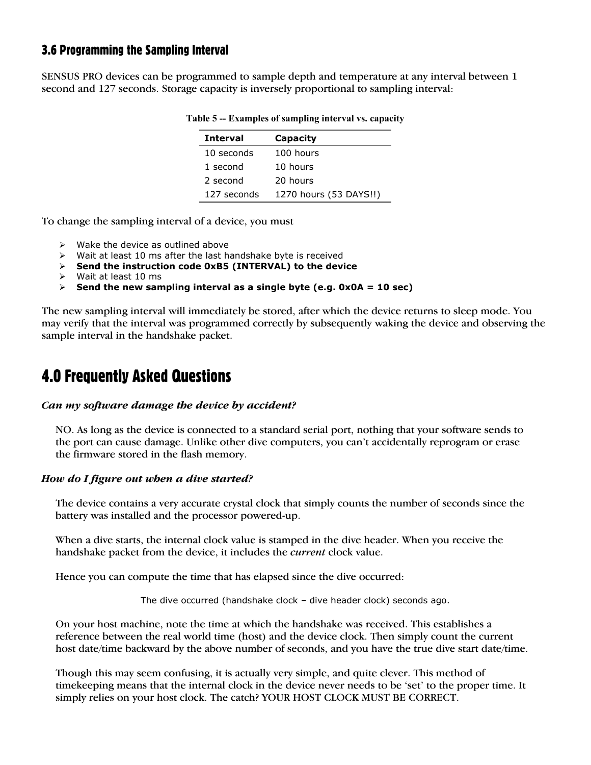### 3.6 Programming the Sampling Interval

SENSUS PRO devices can be programmed to sample depth and temperature at any interval between 1 second and 127 seconds. Storage capacity is inversely proportional to sampling interval:

**Table 5 -- Examples of sampling interval vs. capacity**

| Interval | Capacity |
|---|---|
| 10 seconds | 100 hours |
| 1 second | 10 hours |
| 2 second | 20 hours |
| 127 seconds | 1270 hours (53 DAYS!!) |

To change the sampling interval of a device, you must

- Wake the device as outlined above
- Wait at least 10 ms after the last handshake byte is received
- **Send the instruction code 0xB5 (INTERVAL) to the device**
- Wait at least 10 ms
- **Send the new sampling interval as a single byte (e.g. 0x0A = 10 sec)**

The new sampling interval will immediately be stored, after which the device returns to sleep mode. You may verify that the interval was programmed correctly by subsequently waking the device and observing the sample interval in the handshake packet.

## 4.0 Frequently Asked Questions

***Can my software damage the device by accident?***

NO. As long as the device is connected to a standard serial port, nothing that your software sends to the port can cause damage. Unlike other dive computers, you can't accidentally reprogram or erase the firmware stored in the flash memory.

***How do I figure out when a dive started?***

The device contains a very accurate crystal clock that simply counts the number of seconds since the battery was installed and the processor powered-up.

When a dive starts, the internal clock value is stamped in the dive header. When you receive the handshake packet from the device, it includes the *current* clock value.

Hence you can compute the time that has elapsed since the dive occurred:

The dive occurred (handshake clock – dive header clock) seconds ago.

On your host machine, note the time at which the handshake was received. This establishes a reference between the real world time (host) and the device clock. Then simply count the current host date/time backward by the above number of seconds, and you have the true dive start date/time.

Though this may seem confusing, it is actually very simple, and quite clever. This method of timekeeping means that the internal clock in the device never needs to be 'set' to the proper time. It simply relies on your host clock. The catch? YOUR HOST CLOCK MUST BE CORRECT.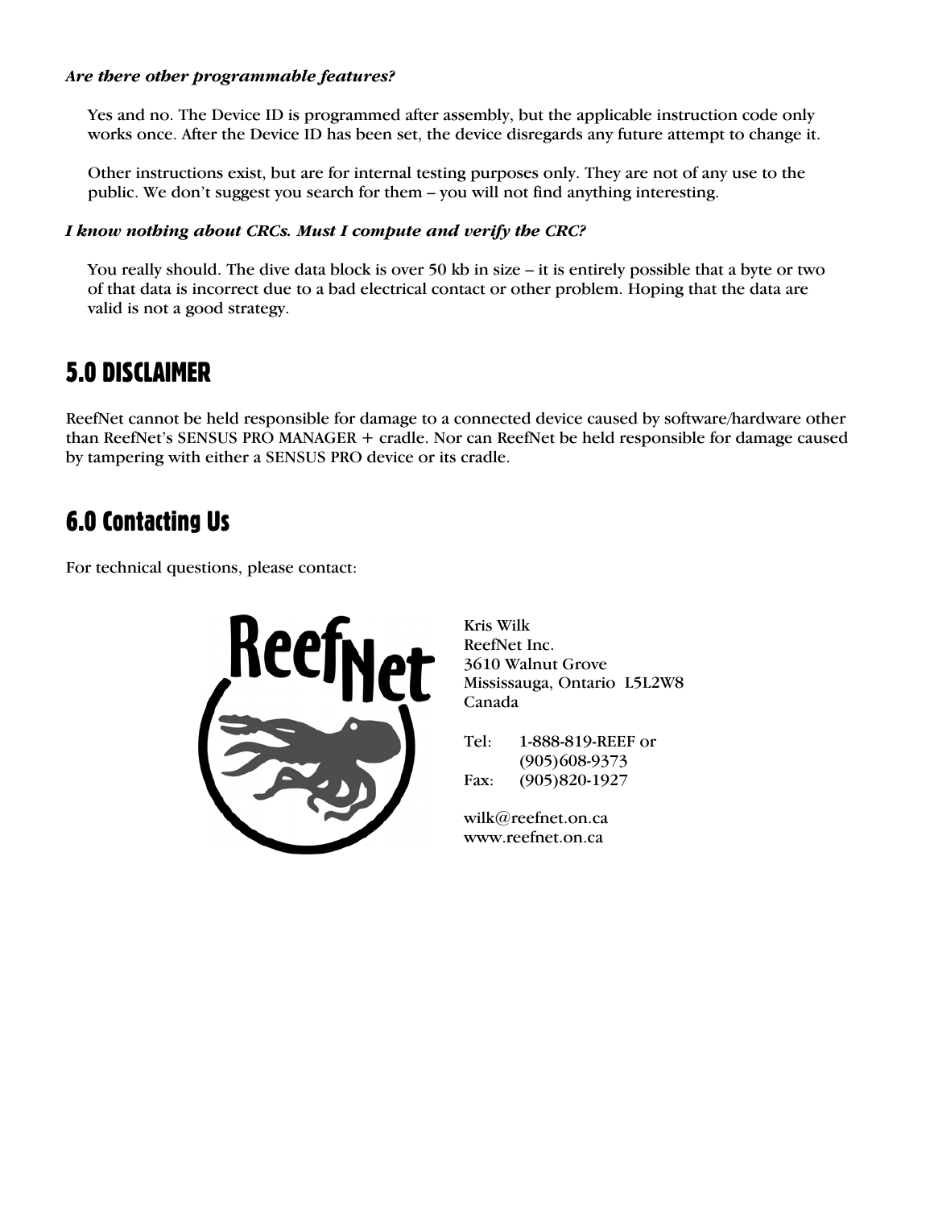***Are there other programmable features?***

Yes and no. The Device ID is programmed after assembly, but the applicable instruction code only works once. After the Device ID has been set, the device disregards any future attempt to change it.

Other instructions exist, but are for internal testing purposes only. They are not of any use to the public. We don't suggest you search for them – you will not find anything interesting.

***I know nothing about CRCs. Must I compute and verify the CRC?***

You really should. The dive data block is over 50 kb in size – it is entirely possible that a byte or two of that data is incorrect due to a bad electrical contact or other problem. Hoping that the data are valid is not a good strategy.

## 5.0 DISCLAIMER

ReefNet cannot be held responsible for damage to a connected device caused by software/hardware other than ReefNet's SENSUS PRO MANAGER + cradle. Nor can ReefNet be held responsible for damage caused by tampering with either a SENSUS PRO device or its cradle.

## 6.0 Contacting Us

For technical questions, please contact:

Kris Wilk
ReefNet Inc.
3610 Walnut Grove
Mississauga, Ontario L5L2W8
Canada

Tel: 1-888-819-REEF or
(905)608-9373
Fax: (905)820-1927

wilk@reefnet.on.ca
www.reefnet.on.ca